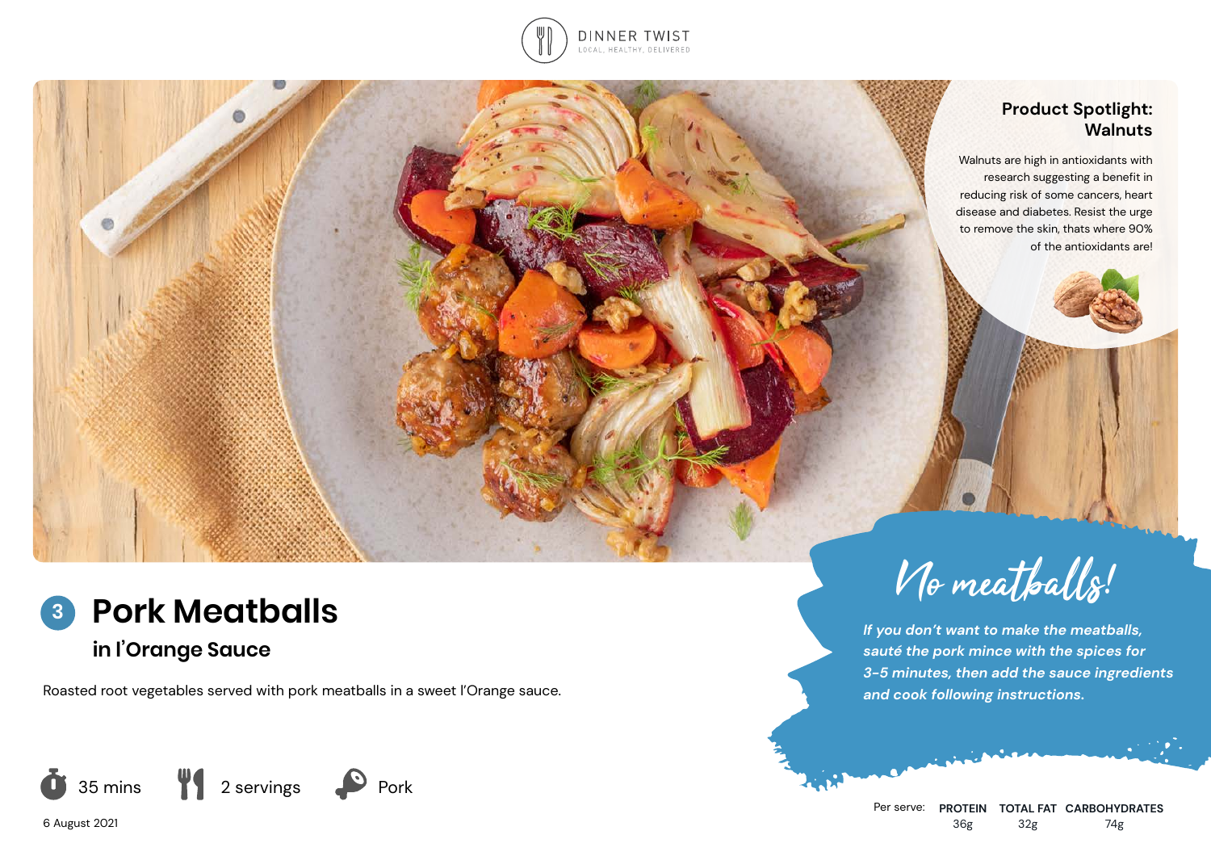DINNER TWIST

LOCAL, HEALTHY, DELIVERED

## Product Spotlight: Walnuts

Walnuts are high in antioxidants with research suggesting a benefit in reducing risk of some cancers, heart disease and diabetes. Resist the urge to remove the skin, thats where 90% of the antioxidants are!

# 3 Pork Meatballs

## in l'Orange Sauce

Roasted root vegetables served with pork meatballs in a sweet l'Orange sauce.

## No meatballs!

*If you don't want to make the meatballs, sauté the pork mince with the spices for 3-5 minutes, then add the sauce ingredients and cook following instructions.*

35 mins | 2 servings | Pork

6 August 2021

| Per serve: | PROTEIN | TOTAL FAT | CARBOHYDRATES |
|---|---|---|---|
| | 36g | 32g | 74g |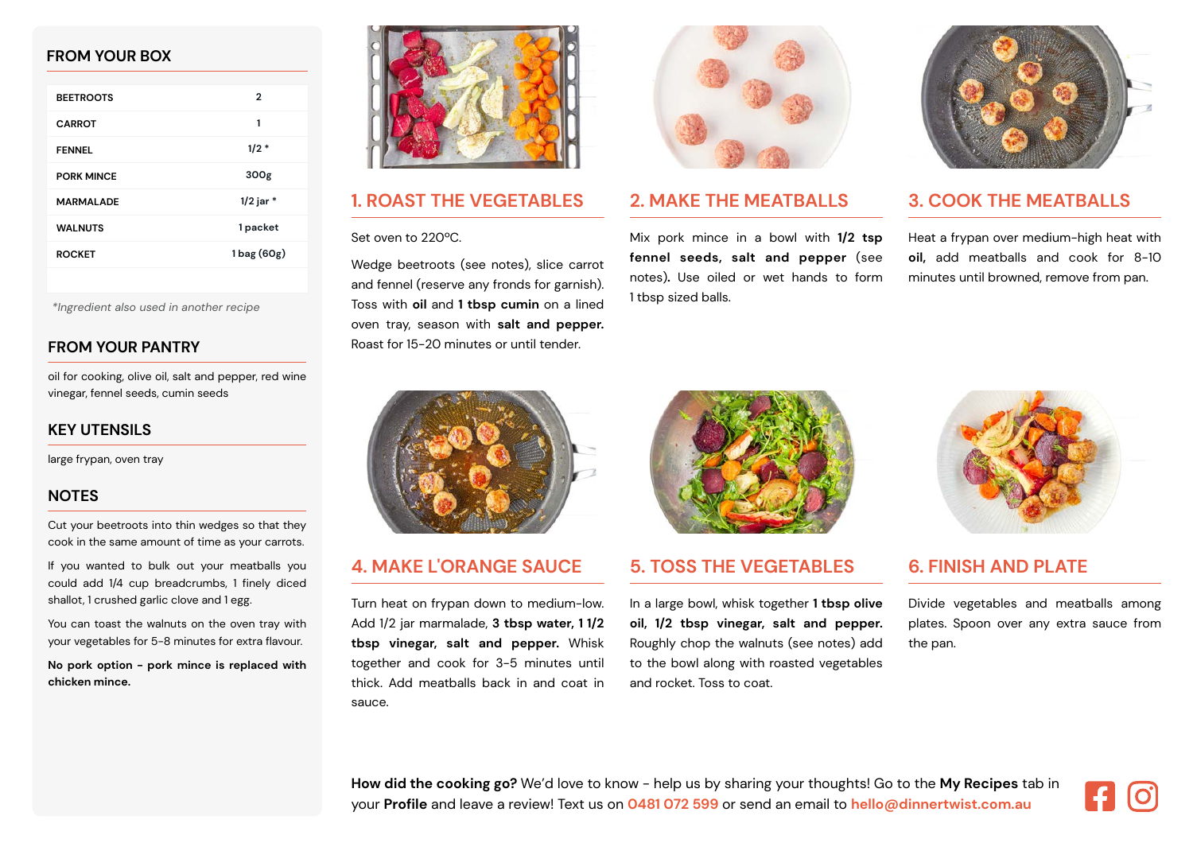## FROM YOUR BOX

| | |
|---|---|
| BEETROOTS | 2 |
| CARROT | 1 |
| FENNEL | 1/2 * |
| PORK MINCE | 300g |
| MARMALADE | 1/2 jar * |
| WALNUTS | 1 packet |
| ROCKET | 1 bag (60g) |

*\*Ingredient also used in another recipe*

## FROM YOUR PANTRY

oil for cooking, olive oil, salt and pepper, red wine vinegar, fennel seeds, cumin seeds

## KEY UTENSILS

large frypan, oven tray

## NOTES

Cut your beetroots into thin wedges so that they cook in the same amount of time as your carrots.

If you wanted to bulk out your meatballs you could add 1/4 cup breadcrumbs, 1 finely diced shallot, 1 crushed garlic clove and 1 egg.

You can toast the walnuts on the oven tray with your vegetables for 5-8 minutes for extra flavour.

**No pork option - pork mince is replaced with chicken mince.**

## 1. ROAST THE VEGETABLES

Set oven to 220°C.

Wedge beetroots (see notes), slice carrot and fennel (reserve any fronds for garnish). Toss with **oil** and **1 tbsp cumin** on a lined oven tray, season with **salt and pepper.** Roast for 15-20 minutes or until tender.

## 2. MAKE THE MEATBALLS

Mix pork mince in a bowl with **1/2 tsp fennel seeds, salt and pepper** (see notes)**.** Use oiled or wet hands to form 1 tbsp sized balls.

## 3. COOK THE MEATBALLS

Heat a frypan over medium-high heat with **oil,** add meatballs and cook for 8-10 minutes until browned, remove from pan.

## 4. MAKE L'ORANGE SAUCE

Turn heat on frypan down to medium-low. Add 1/2 jar marmalade, **3 tbsp water, 1 1/2 tbsp vinegar, salt and pepper.** Whisk together and cook for 3-5 minutes until thick. Add meatballs back in and coat in sauce.

## 5. TOSS THE VEGETABLES

In a large bowl, whisk together **1 tbsp olive oil, 1/2 tbsp vinegar, salt and pepper.** Roughly chop the walnuts (see notes) add to the bowl along with roasted vegetables and rocket. Toss to coat.

## 6. FINISH AND PLATE

Divide vegetables and meatballs among plates. Spoon over any extra sauce from the pan.

**How did the cooking go?** We'd love to know - help us by sharing your thoughts! Go to the **My Recipes** tab in your **Profile** and leave a review! Text us on 0481 072 599 or send an email to hello@dinnertwist.com.au